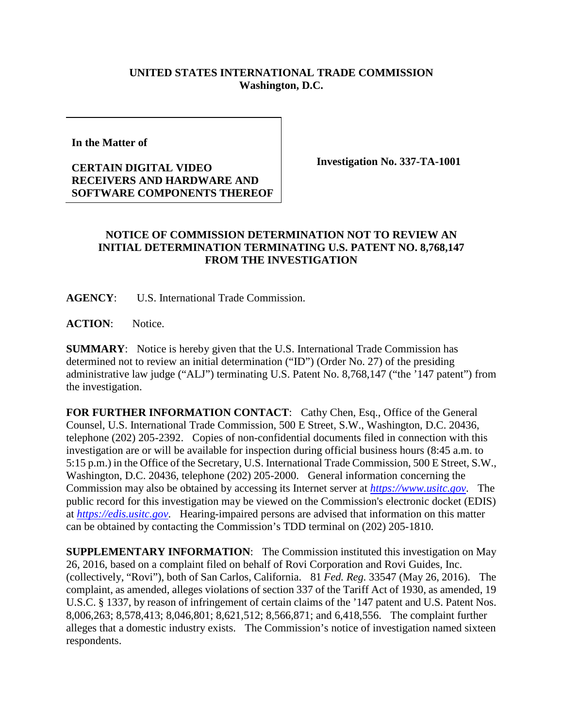**UNITED STATES INTERNATIONAL TRADE COMMISSION**
**Washington, D.C.**

| In the Matter of<br><br>**CERTAIN DIGITAL VIDEO RECEIVERS AND HARDWARE AND SOFTWARE COMPONENTS THEREOF** | **Investigation No. 337-TA-1001** |
|---|---|

## NOTICE OF COMMISSION DETERMINATION NOT TO REVIEW AN INITIAL DETERMINATION TERMINATING U.S. PATENT NO. 8,768,147 FROM THE INVESTIGATION

**AGENCY**: U.S. International Trade Commission.

**ACTION**: Notice.

**SUMMARY**: Notice is hereby given that the U.S. International Trade Commission has determined not to review an initial determination ("ID") (Order No. 27) of the presiding administrative law judge ("ALJ") terminating U.S. Patent No. 8,768,147 ("the '147 patent") from the investigation.

**FOR FURTHER INFORMATION CONTACT**: Cathy Chen, Esq., Office of the General Counsel, U.S. International Trade Commission, 500 E Street, S.W., Washington, D.C. 20436, telephone (202) 205-2392. Copies of non-confidential documents filed in connection with this investigation are or will be available for inspection during official business hours (8:45 a.m. to 5:15 p.m.) in the Office of the Secretary, U.S. International Trade Commission, 500 E Street, S.W., Washington, D.C. 20436, telephone (202) 205-2000. General information concerning the Commission may also be obtained by accessing its Internet server at [https://www.usitc.gov](https://www.usitc.gov). The public record for this investigation may be viewed on the Commission's electronic docket (EDIS) at [https://edis.usitc.gov](https://edis.usitc.gov). Hearing-impaired persons are advised that information on this matter can be obtained by contacting the Commission's TDD terminal on (202) 205-1810.

**SUPPLEMENTARY INFORMATION**: The Commission instituted this investigation on May 26, 2016, based on a complaint filed on behalf of Rovi Corporation and Rovi Guides, Inc. (collectively, "Rovi"), both of San Carlos, California. 81 *Fed. Reg.* 33547 (May 26, 2016). The complaint, as amended, alleges violations of section 337 of the Tariff Act of 1930, as amended, 19 U.S.C. § 1337, by reason of infringement of certain claims of the '147 patent and U.S. Patent Nos. 8,006,263; 8,578,413; 8,046,801; 8,621,512; 8,566,871; and 6,418,556. The complaint further alleges that a domestic industry exists. The Commission's notice of investigation named sixteen respondents.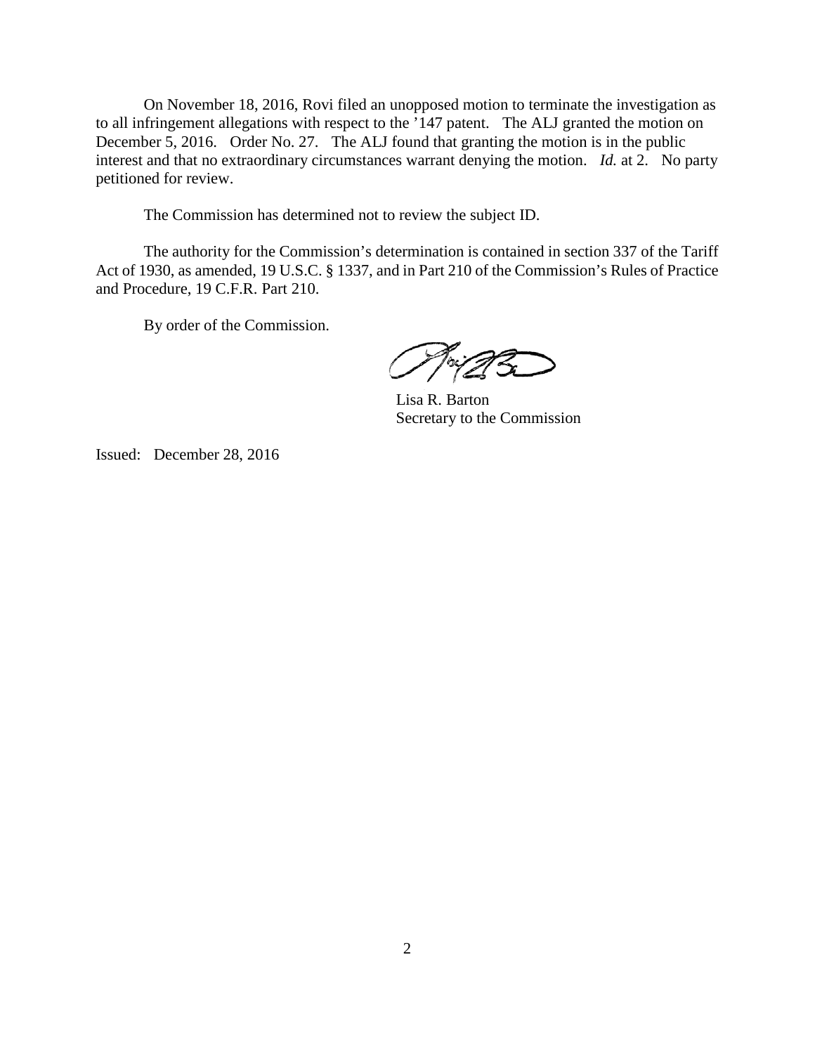On November 18, 2016, Rovi filed an unopposed motion to terminate the investigation as to all infringement allegations with respect to the '147 patent. The ALJ granted the motion on December 5, 2016. Order No. 27. The ALJ found that granting the motion is in the public interest and that no extraordinary circumstances warrant denying the motion. *Id.* at 2. No party petitioned for review.

The Commission has determined not to review the subject ID.

The authority for the Commission's determination is contained in section 337 of the Tariff Act of 1930, as amended, 19 U.S.C. § 1337, and in Part 210 of the Commission's Rules of Practice and Procedure, 19 C.F.R. Part 210.

By order of the Commission.

Lisa R. Barton
Secretary to the Commission

Issued: December 28, 2016